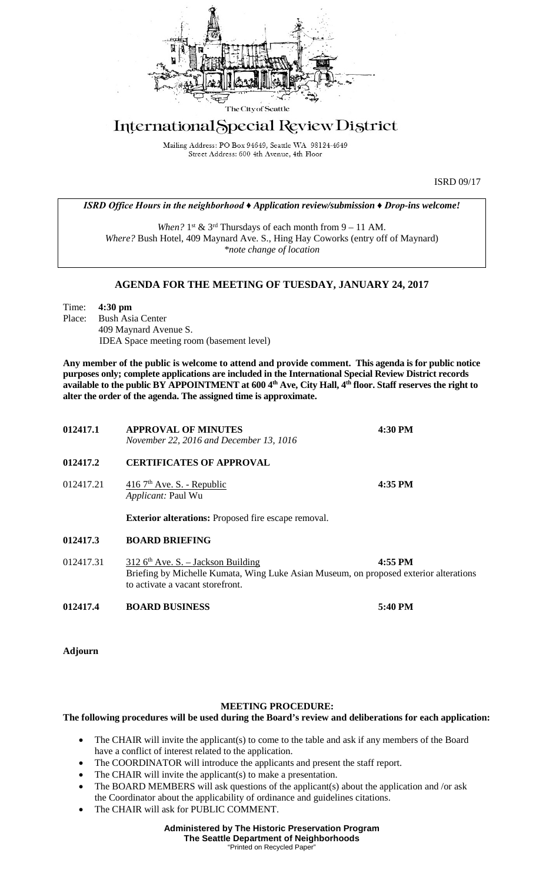The City of Seattle

# International Special Review District

Mailing Address: PO Box 94649, Seattle WA 98124-4649
Street Address: 600 4th Avenue, 4th Floor

ISRD 09/17

***ISRD Office Hours in the neighborhood ♦ Application review/submission ♦ Drop-ins welcome!***

*When?* 1st & 3rd Thursdays of each month from 9 – 11 AM.
*Where?* Bush Hotel, 409 Maynard Ave. S., Hing Hay Coworks (entry off of Maynard)
*\*note change of location*

## AGENDA FOR THE MEETING OF TUESDAY, JANUARY 24, 2017

Time: **4:30 pm**
Place: Bush Asia Center
409 Maynard Avenue S.
IDEA Space meeting room (basement level)

**Any member of the public is welcome to attend and provide comment. This agenda is for public notice purposes only; complete applications are included in the International Special Review District records available to the public BY APPOINTMENT at 600 4th Ave, City Hall, 4th floor. Staff reserves the right to alter the order of the agenda. The assigned time is approximate.**

**012417.1 APPROVAL OF MINUTES** — **4:30 PM**
*November 22, 2016 and December 13, 1016*

**012417.2 CERTIFICATES OF APPROVAL**

012417.21 416 7th Ave. S. - Republic — **4:35 PM**
*Applicant:* Paul Wu

**Exterior alterations:** Proposed fire escape removal.

**012417.3 BOARD BRIEFING**

012417.31 312 6th Ave. S. – Jackson Building — **4:55 PM**
Briefing by Michelle Kumata, Wing Luke Asian Museum, on proposed exterior alterations to activate a vacant storefront.

**012417.4 BOARD BUSINESS** — **5:40 PM**

**Adjourn**

### MEETING PROCEDURE:

**The following procedures will be used during the Board's review and deliberations for each application:**

- The CHAIR will invite the applicant(s) to come to the table and ask if any members of the Board have a conflict of interest related to the application.
- The COORDINATOR will introduce the applicants and present the staff report.
- The CHAIR will invite the applicant(s) to make a presentation.
- The BOARD MEMBERS will ask questions of the applicant(s) about the application and /or ask the Coordinator about the applicability of ordinance and guidelines citations.
- The CHAIR will ask for PUBLIC COMMENT.

**Administered by The Historic Preservation Program**
**The Seattle Department of Neighborhoods**
"Printed on Recycled Paper"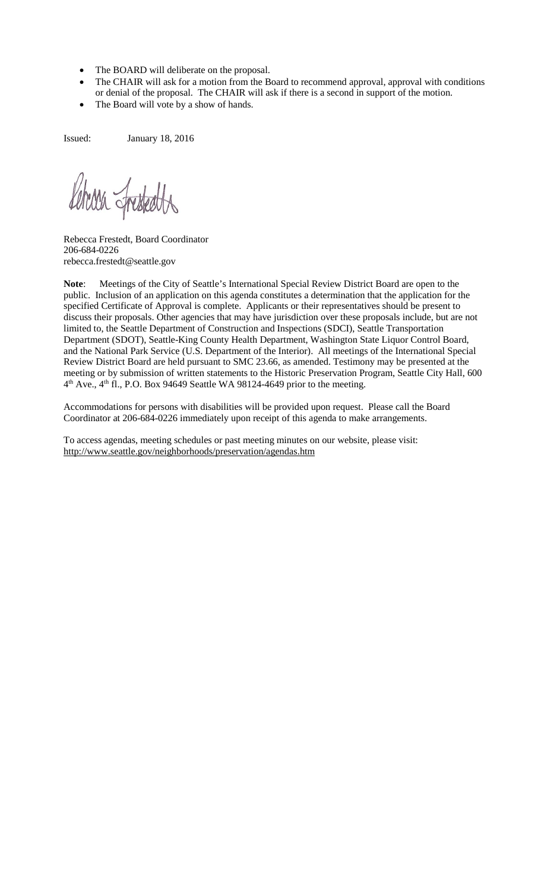- The BOARD will deliberate on the proposal.
- The CHAIR will ask for a motion from the Board to recommend approval, approval with conditions or denial of the proposal. The CHAIR will ask if there is a second in support of the motion.
- The Board will vote by a show of hands.

Issued: January 18, 2016

Rebecca Frestedt, Board Coordinator
206-684-0226
rebecca.frestedt@seattle.gov

**Note**: Meetings of the City of Seattle's International Special Review District Board are open to the public. Inclusion of an application on this agenda constitutes a determination that the application for the specified Certificate of Approval is complete. Applicants or their representatives should be present to discuss their proposals. Other agencies that may have jurisdiction over these proposals include, but are not limited to, the Seattle Department of Construction and Inspections (SDCI), Seattle Transportation Department (SDOT), Seattle-King County Health Department, Washington State Liquor Control Board, and the National Park Service (U.S. Department of the Interior). All meetings of the International Special Review District Board are held pursuant to SMC 23.66, as amended. Testimony may be presented at the meeting or by submission of written statements to the Historic Preservation Program, Seattle City Hall, 600 4th Ave., 4th fl., P.O. Box 94649 Seattle WA 98124-4649 prior to the meeting.

Accommodations for persons with disabilities will be provided upon request. Please call the Board Coordinator at 206-684-0226 immediately upon receipt of this agenda to make arrangements.

To access agendas, meeting schedules or past meeting minutes on our website, please visit: http://www.seattle.gov/neighborhoods/preservation/agendas.htm